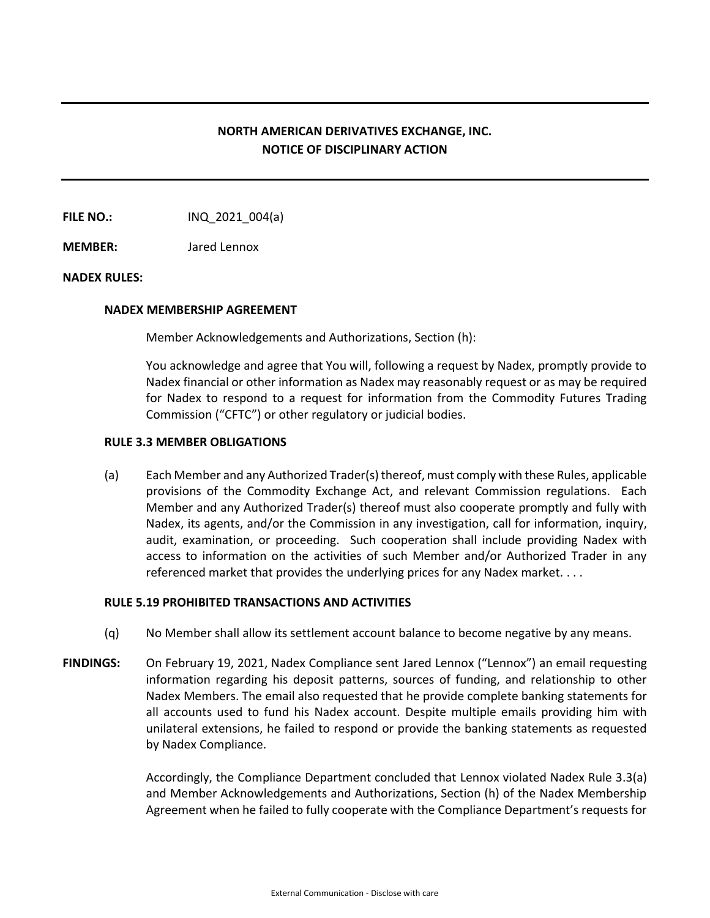# NORTH AMERICAN DERIVATIVES EXCHANGE, INC.
# NOTICE OF DISCIPLINARY ACTION

**FILE NO.:** INQ_2021_004(a)

**MEMBER:** Jared Lennox

**NADEX RULES:**

**NADEX MEMBERSHIP AGREEMENT**

Member Acknowledgements and Authorizations, Section (h):

You acknowledge and agree that You will, following a request by Nadex, promptly provide to Nadex financial or other information as Nadex may reasonably request or as may be required for Nadex to respond to a request for information from the Commodity Futures Trading Commission ("CFTC") or other regulatory or judicial bodies.

**RULE 3.3 MEMBER OBLIGATIONS**

(a) Each Member and any Authorized Trader(s) thereof, must comply with these Rules, applicable provisions of the Commodity Exchange Act, and relevant Commission regulations. Each Member and any Authorized Trader(s) thereof must also cooperate promptly and fully with Nadex, its agents, and/or the Commission in any investigation, call for information, inquiry, audit, examination, or proceeding. Such cooperation shall include providing Nadex with access to information on the activities of such Member and/or Authorized Trader in any referenced market that provides the underlying prices for any Nadex market. . . .

**RULE 5.19 PROHIBITED TRANSACTIONS AND ACTIVITIES**

(q) No Member shall allow its settlement account balance to become negative by any means.

**FINDINGS:** On February 19, 2021, Nadex Compliance sent Jared Lennox ("Lennox") an email requesting information regarding his deposit patterns, sources of funding, and relationship to other Nadex Members. The email also requested that he provide complete banking statements for all accounts used to fund his Nadex account. Despite multiple emails providing him with unilateral extensions, he failed to respond or provide the banking statements as requested by Nadex Compliance.

Accordingly, the Compliance Department concluded that Lennox violated Nadex Rule 3.3(a) and Member Acknowledgements and Authorizations, Section (h) of the Nadex Membership Agreement when he failed to fully cooperate with the Compliance Department's requests for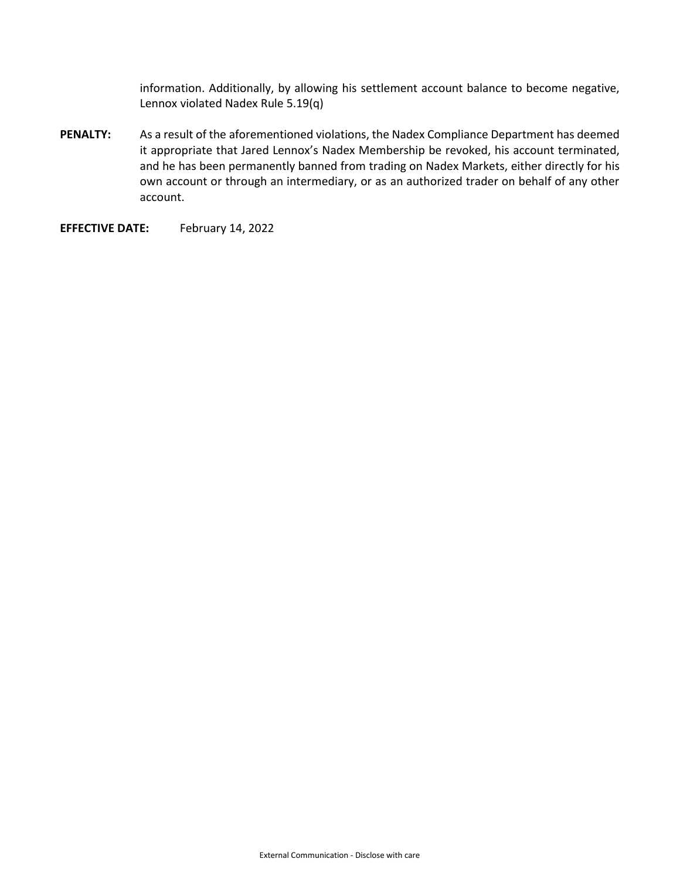information. Additionally, by allowing his settlement account balance to become negative, Lennox violated Nadex Rule 5.19(q)

**PENALTY:** As a result of the aforementioned violations, the Nadex Compliance Department has deemed it appropriate that Jared Lennox's Nadex Membership be revoked, his account terminated, and he has been permanently banned from trading on Nadex Markets, either directly for his own account or through an intermediary, or as an authorized trader on behalf of any other account.

**EFFECTIVE DATE:** February 14, 2022